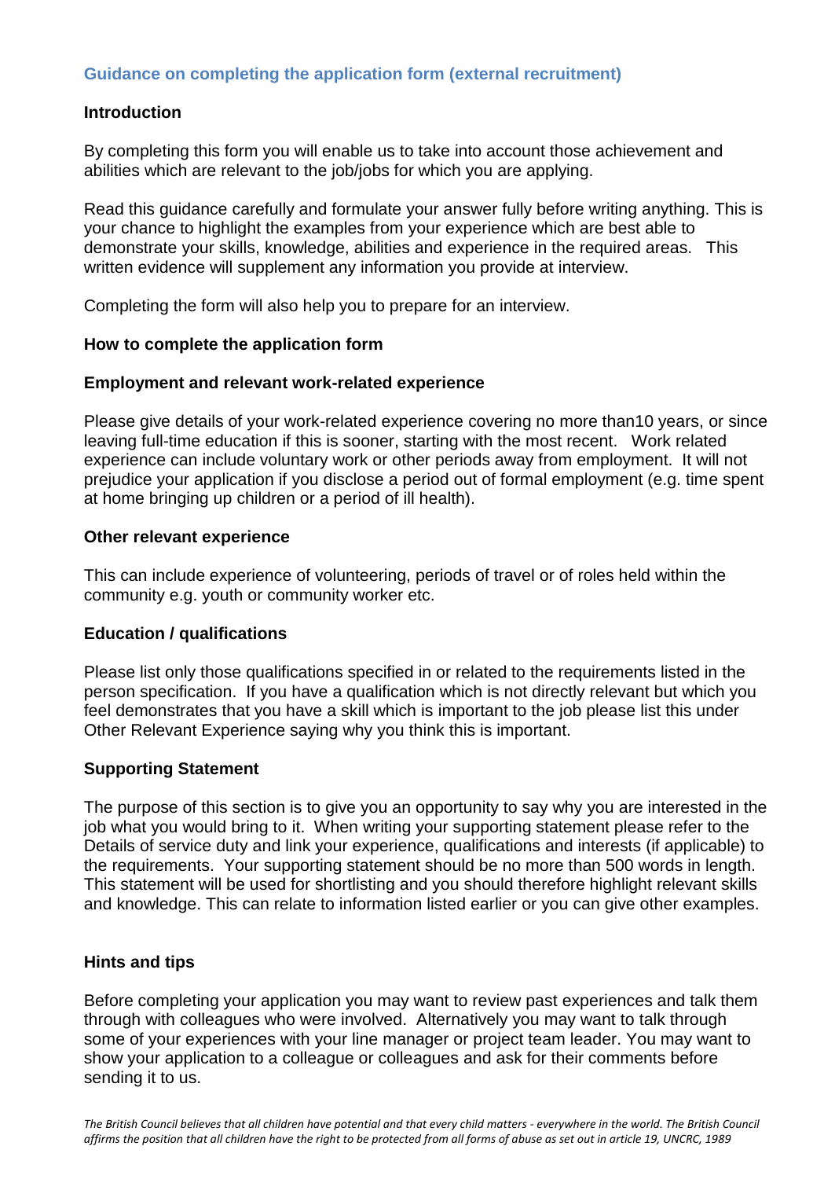## Guidance on completing the application form (external recruitment)

### Introduction

By completing this form you will enable us to take into account those achievement and abilities which are relevant to the job/jobs for which you are applying.

Read this guidance carefully and formulate your answer fully before writing anything. This is your chance to highlight the examples from your experience which are best able to demonstrate your skills, knowledge, abilities and experience in the required areas. This written evidence will supplement any information you provide at interview.

Completing the form will also help you to prepare for an interview.

### How to complete the application form

### Employment and relevant work-related experience

Please give details of your work-related experience covering no more than10 years, or since leaving full-time education if this is sooner, starting with the most recent. Work related experience can include voluntary work or other periods away from employment. It will not prejudice your application if you disclose a period out of formal employment (e.g. time spent at home bringing up children or a period of ill health).

### Other relevant experience

This can include experience of volunteering, periods of travel or of roles held within the community e.g. youth or community worker etc.

### Education / qualifications

Please list only those qualifications specified in or related to the requirements listed in the person specification. If you have a qualification which is not directly relevant but which you feel demonstrates that you have a skill which is important to the job please list this under Other Relevant Experience saying why you think this is important.

### Supporting Statement

The purpose of this section is to give you an opportunity to say why you are interested in the job what you would bring to it. When writing your supporting statement please refer to the Details of service duty and link your experience, qualifications and interests (if applicable) to the requirements. Your supporting statement should be no more than 500 words in length. This statement will be used for shortlisting and you should therefore highlight relevant skills and knowledge. This can relate to information listed earlier or you can give other examples.

### Hints and tips

Before completing your application you may want to review past experiences and talk them through with colleagues who were involved. Alternatively you may want to talk through some of your experiences with your line manager or project team leader. You may want to show your application to a colleague or colleagues and ask for their comments before sending it to us.

*The British Council believes that all children have potential and that every child matters - everywhere in the world. The British Council affirms the position that all children have the right to be protected from all forms of abuse as set out in article 19, UNCRC, 1989*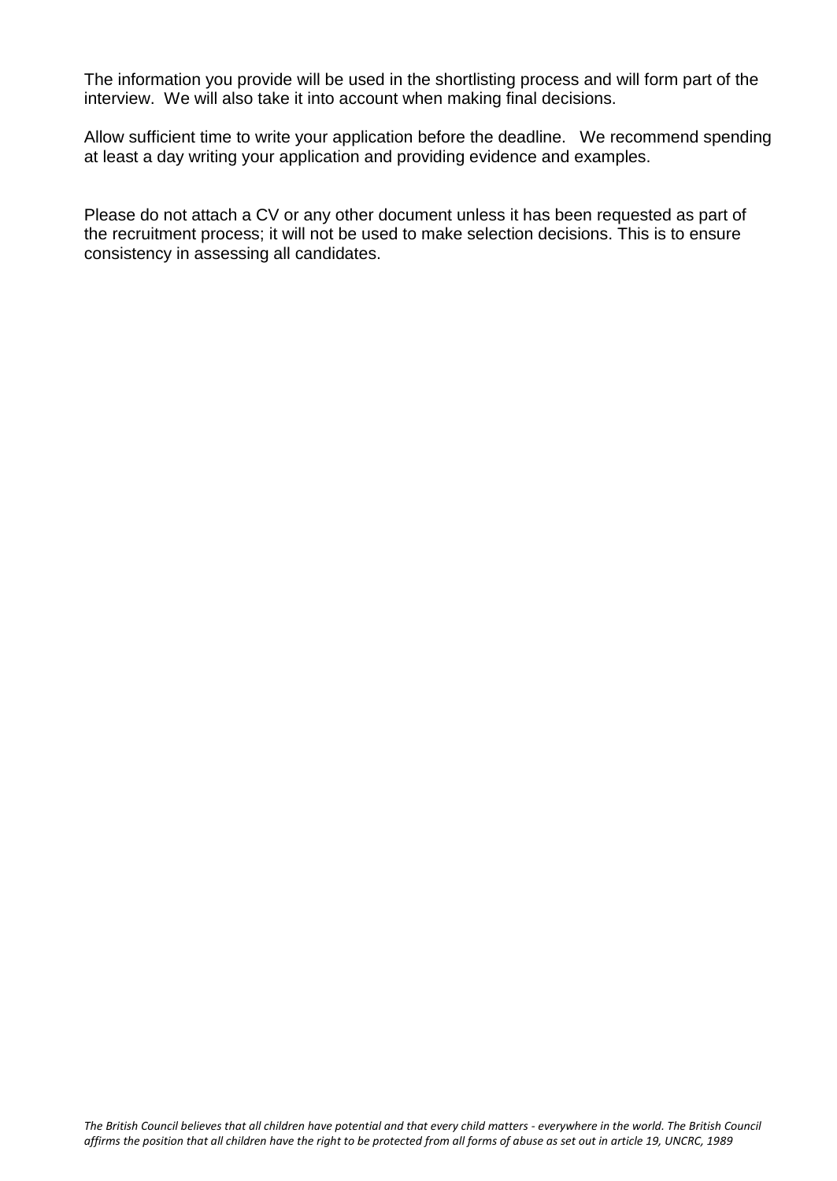The information you provide will be used in the shortlisting process and will form part of the interview. We will also take it into account when making final decisions.

Allow sufficient time to write your application before the deadline. We recommend spending at least a day writing your application and providing evidence and examples.

Please do not attach a CV or any other document unless it has been requested as part of the recruitment process; it will not be used to make selection decisions. This is to ensure consistency in assessing all candidates.